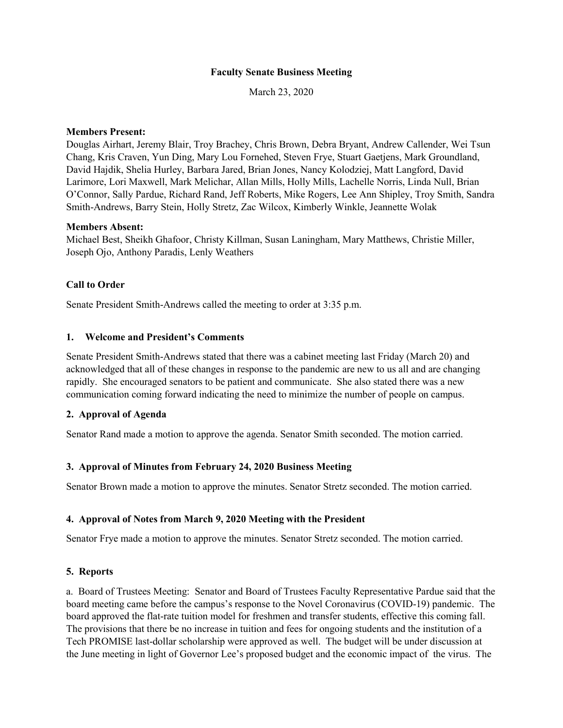**Faculty Senate Business Meeting**

March 23, 2020

**Members Present:**
Douglas Airhart, Jeremy Blair, Troy Brachey, Chris Brown, Debra Bryant, Andrew Callender, Wei Tsun Chang, Kris Craven, Yun Ding, Mary Lou Fornehed, Steven Frye, Stuart Gaetjens, Mark Groundland, David Hajdik, Shelia Hurley, Barbara Jared, Brian Jones, Nancy Kolodziej, Matt Langford, David Larimore, Lori Maxwell, Mark Melichar, Allan Mills, Holly Mills, Lachelle Norris, Linda Null, Brian O'Connor, Sally Pardue, Richard Rand, Jeff Roberts, Mike Rogers, Lee Ann Shipley, Troy Smith, Sandra Smith-Andrews, Barry Stein, Holly Stretz, Zac Wilcox, Kimberly Winkle, Jeannette Wolak

**Members Absent:**
Michael Best, Sheikh Ghafoor, Christy Killman, Susan Laningham, Mary Matthews, Christie Miller, Joseph Ojo, Anthony Paradis, Lenly Weathers

**Call to Order**

Senate President Smith-Andrews called the meeting to order at 3:35 p.m.

**1. Welcome and President's Comments**

Senate President Smith-Andrews stated that there was a cabinet meeting last Friday (March 20) and acknowledged that all of these changes in response to the pandemic are new to us all and are changing rapidly. She encouraged senators to be patient and communicate. She also stated there was a new communication coming forward indicating the need to minimize the number of people on campus.

**2. Approval of Agenda**

Senator Rand made a motion to approve the agenda. Senator Smith seconded. The motion carried.

**3. Approval of Minutes from February 24, 2020 Business Meeting**

Senator Brown made a motion to approve the minutes. Senator Stretz seconded. The motion carried.

**4. Approval of Notes from March 9, 2020 Meeting with the President**

Senator Frye made a motion to approve the minutes. Senator Stretz seconded. The motion carried.

**5. Reports**

a. Board of Trustees Meeting: Senator and Board of Trustees Faculty Representative Pardue said that the board meeting came before the campus's response to the Novel Coronavirus (COVID-19) pandemic. The board approved the flat-rate tuition model for freshmen and transfer students, effective this coming fall. The provisions that there be no increase in tuition and fees for ongoing students and the institution of a Tech PROMISE last-dollar scholarship were approved as well. The budget will be under discussion at the June meeting in light of Governor Lee's proposed budget and the economic impact of the virus. The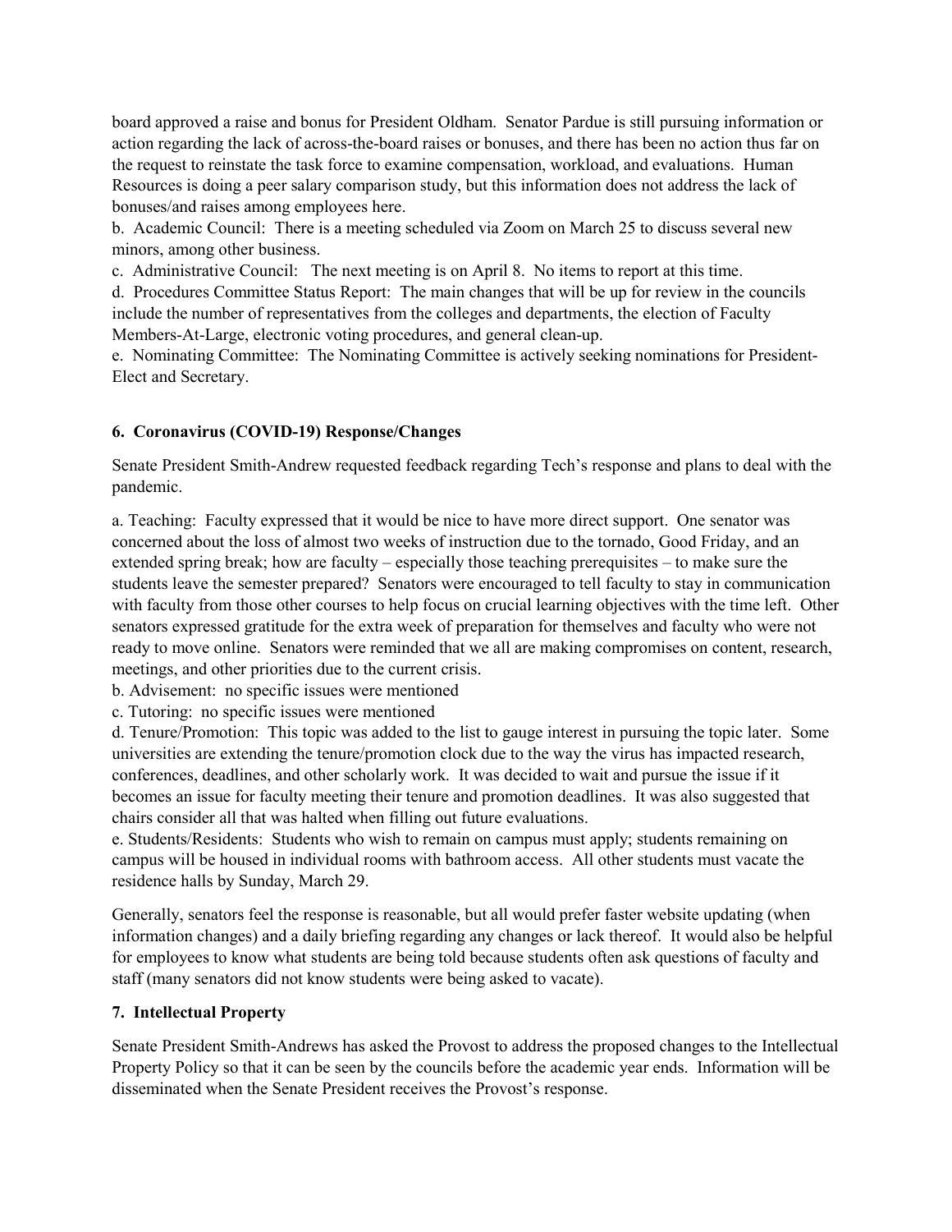board approved a raise and bonus for President Oldham. Senator Pardue is still pursuing information or action regarding the lack of across-the-board raises or bonuses, and there has been no action thus far on the request to reinstate the task force to examine compensation, workload, and evaluations. Human Resources is doing a peer salary comparison study, but this information does not address the lack of bonuses/and raises among employees here.

b. Academic Council: There is a meeting scheduled via Zoom on March 25 to discuss several new minors, among other business.

c. Administrative Council: The next meeting is on April 8. No items to report at this time.

d. Procedures Committee Status Report: The main changes that will be up for review in the councils include the number of representatives from the colleges and departments, the election of Faculty Members-At-Large, electronic voting procedures, and general clean-up.

e. Nominating Committee: The Nominating Committee is actively seeking nominations for President-Elect and Secretary.

### 6. Coronavirus (COVID-19) Response/Changes

Senate President Smith-Andrew requested feedback regarding Tech's response and plans to deal with the pandemic.

a. Teaching: Faculty expressed that it would be nice to have more direct support. One senator was concerned about the loss of almost two weeks of instruction due to the tornado, Good Friday, and an extended spring break; how are faculty – especially those teaching prerequisites – to make sure the students leave the semester prepared? Senators were encouraged to tell faculty to stay in communication with faculty from those other courses to help focus on crucial learning objectives with the time left. Other senators expressed gratitude for the extra week of preparation for themselves and faculty who were not ready to move online. Senators were reminded that we all are making compromises on content, research, meetings, and other priorities due to the current crisis.

b. Advisement: no specific issues were mentioned

c. Tutoring: no specific issues were mentioned

d. Tenure/Promotion: This topic was added to the list to gauge interest in pursuing the topic later. Some universities are extending the tenure/promotion clock due to the way the virus has impacted research, conferences, deadlines, and other scholarly work. It was decided to wait and pursue the issue if it becomes an issue for faculty meeting their tenure and promotion deadlines. It was also suggested that chairs consider all that was halted when filling out future evaluations.

e. Students/Residents: Students who wish to remain on campus must apply; students remaining on campus will be housed in individual rooms with bathroom access. All other students must vacate the residence halls by Sunday, March 29.

Generally, senators feel the response is reasonable, but all would prefer faster website updating (when information changes) and a daily briefing regarding any changes or lack thereof. It would also be helpful for employees to know what students are being told because students often ask questions of faculty and staff (many senators did not know students were being asked to vacate).

### 7. Intellectual Property

Senate President Smith-Andrews has asked the Provost to address the proposed changes to the Intellectual Property Policy so that it can be seen by the councils before the academic year ends. Information will be disseminated when the Senate President receives the Provost's response.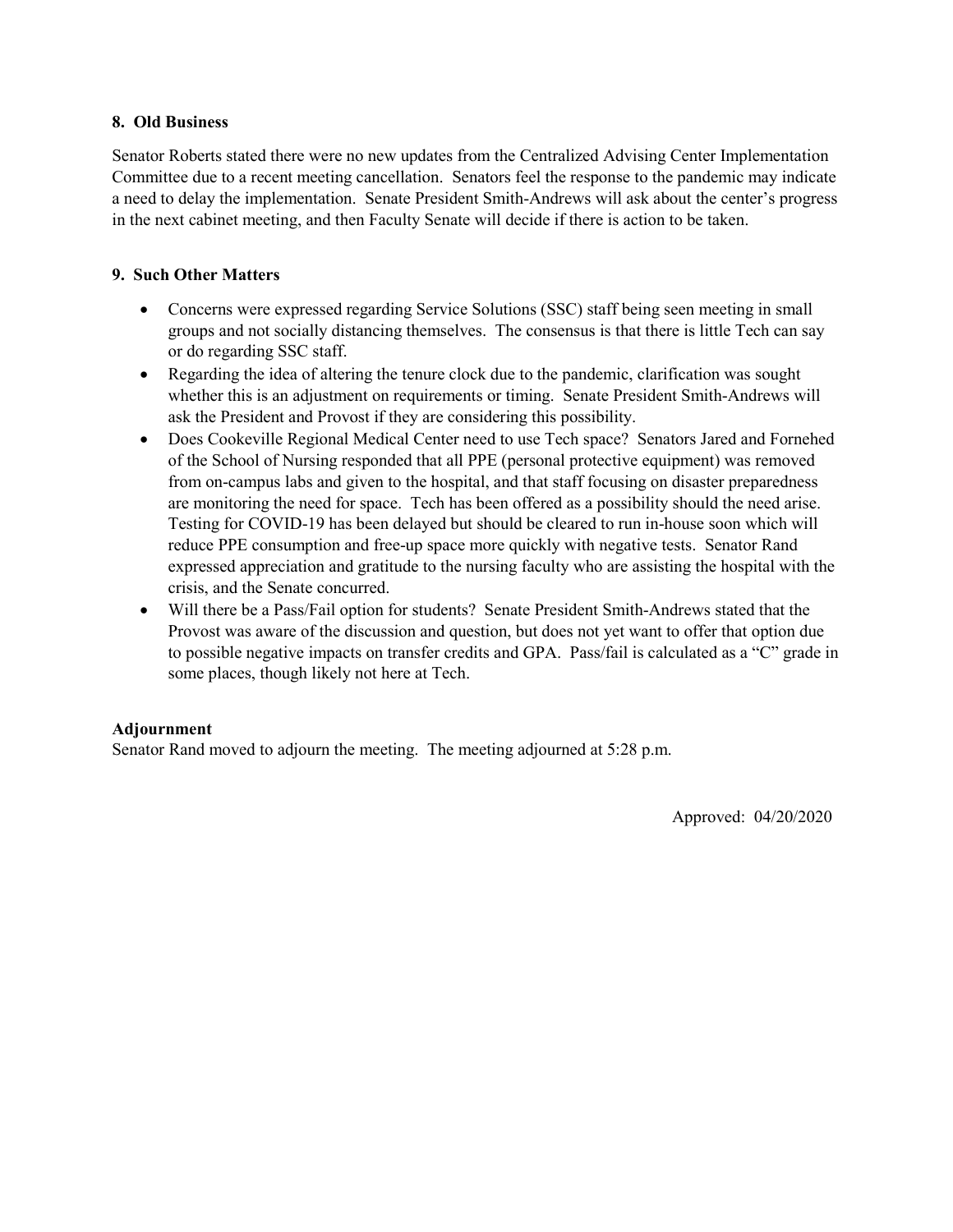## 8. Old Business

Senator Roberts stated there were no new updates from the Centralized Advising Center Implementation Committee due to a recent meeting cancellation. Senators feel the response to the pandemic may indicate a need to delay the implementation. Senate President Smith-Andrews will ask about the center's progress in the next cabinet meeting, and then Faculty Senate will decide if there is action to be taken.

## 9. Such Other Matters

- Concerns were expressed regarding Service Solutions (SSC) staff being seen meeting in small groups and not socially distancing themselves. The consensus is that there is little Tech can say or do regarding SSC staff.
- Regarding the idea of altering the tenure clock due to the pandemic, clarification was sought whether this is an adjustment on requirements or timing. Senate President Smith-Andrews will ask the President and Provost if they are considering this possibility.
- Does Cookeville Regional Medical Center need to use Tech space? Senators Jared and Fornehed of the School of Nursing responded that all PPE (personal protective equipment) was removed from on-campus labs and given to the hospital, and that staff focusing on disaster preparedness are monitoring the need for space. Tech has been offered as a possibility should the need arise. Testing for COVID-19 has been delayed but should be cleared to run in-house soon which will reduce PPE consumption and free-up space more quickly with negative tests. Senator Rand expressed appreciation and gratitude to the nursing faculty who are assisting the hospital with the crisis, and the Senate concurred.
- Will there be a Pass/Fail option for students? Senate President Smith-Andrews stated that the Provost was aware of the discussion and question, but does not yet want to offer that option due to possible negative impacts on transfer credits and GPA. Pass/fail is calculated as a "C" grade in some places, though likely not here at Tech.

**Adjournment**

Senator Rand moved to adjourn the meeting. The meeting adjourned at 5:28 p.m.

Approved: 04/20/2020